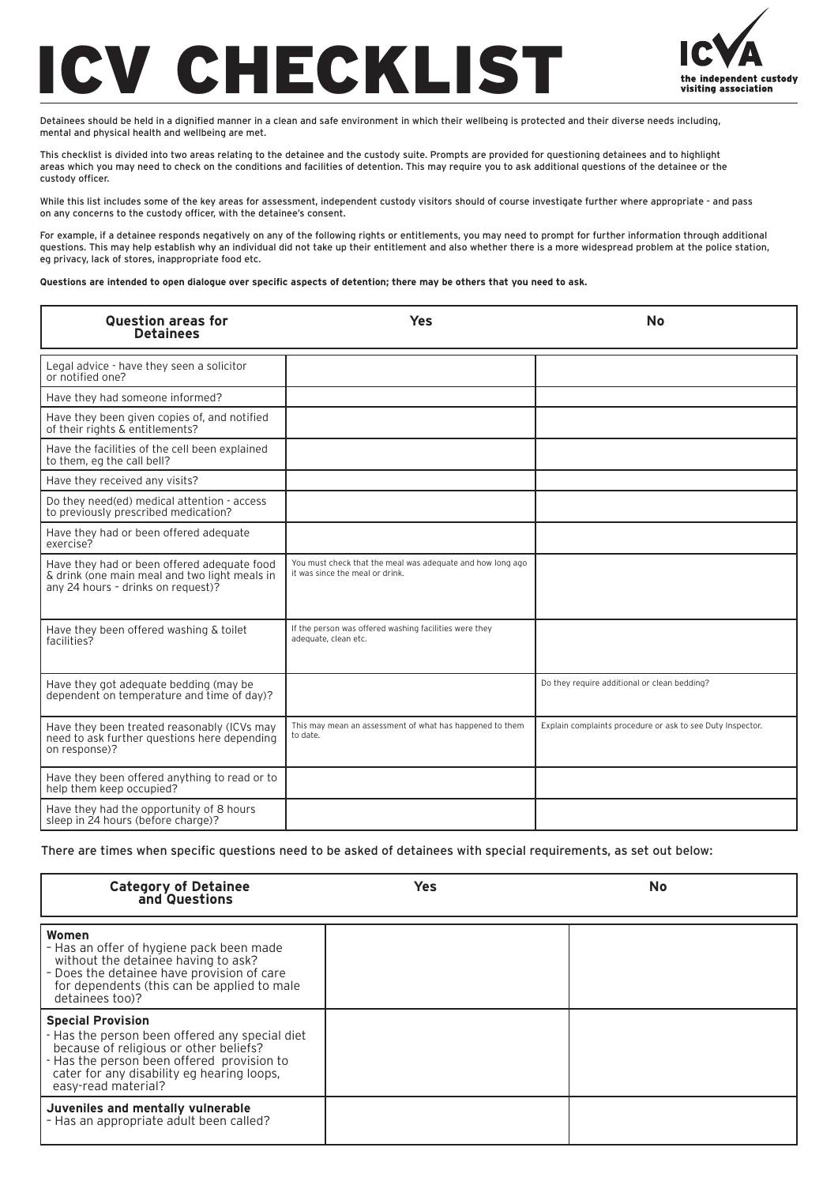# ICV CHECKLIST

ICVA the independent custody visiting association

Detainees should be held in a dignified manner in a clean and safe environment in which their wellbeing is protected and their diverse needs including, mental and physical health and wellbeing are met.

This checklist is divided into two areas relating to the detainee and the custody suite. Prompts are provided for questioning detainees and to highlight areas which you may need to check on the conditions and facilities of detention. This may require you to ask additional questions of the detainee or the custody officer.

While this list includes some of the key areas for assessment, independent custody visitors should of course investigate further where appropriate - and pass on any concerns to the custody officer, with the detainee's consent.

For example, if a detainee responds negatively on any of the following rights or entitlements, you may need to prompt for further information through additional questions. This may help establish why an individual did not take up their entitlement and also whether there is a more widespread problem at the police station, eg privacy, lack of stores, inappropriate food etc.

**Questions are intended to open dialogue over specific aspects of detention; there may be others that you need to ask.**

| Question areas for Detainees | Yes | No |
|---|---|---|
| Legal advice - have they seen a solicitor or notified one? | | |
| Have they had someone informed? | | |
| Have they been given copies of, and notified of their rights & entitlements? | | |
| Have the facilities of the cell been explained to them, eg the call bell? | | |
| Have they received any visits? | | |
| Do they need(ed) medical attention - access to previously prescribed medication? | | |
| Have they had or been offered adequate exercise? | | |
| Have they had or been offered adequate food & drink (one main meal and two light meals in any 24 hours – drinks on request)? | You must check that the meal was adequate and how long ago it was since the meal or drink. | |
| Have they been offered washing & toilet facilities? | If the person was offered washing facilities were they adequate, clean etc. | |
| Have they got adequate bedding (may be dependent on temperature and time of day)? | | Do they require additional or clean bedding? |
| Have they been treated reasonably (ICVs may need to ask further questions here depending on response)? | This may mean an assessment of what has happened to them to date. | Explain complaints procedure or ask to see Duty Inspector. |
| Have they been offered anything to read or to help them keep occupied? | | |
| Have they had the opportunity of 8 hours sleep in 24 hours (before charge)? | | |

There are times when specific questions need to be asked of detainees with special requirements, as set out below:

| Category of Detainee and Questions | Yes | No |
|---|---|---|
| **Women**<br>– Has an offer of hygiene pack been made without the detainee having to ask?<br>– Does the detainee have provision of care for dependents (this can be applied to male detainees too)? | | |
| **Special Provision**<br>- Has the person been offered any special diet because of religious or other beliefs?<br>- Has the person been offered provision to cater for any disability eg hearing loops, easy-read material? | | |
| **Juveniles and mentally vulnerable**<br>– Has an appropriate adult been called? | | |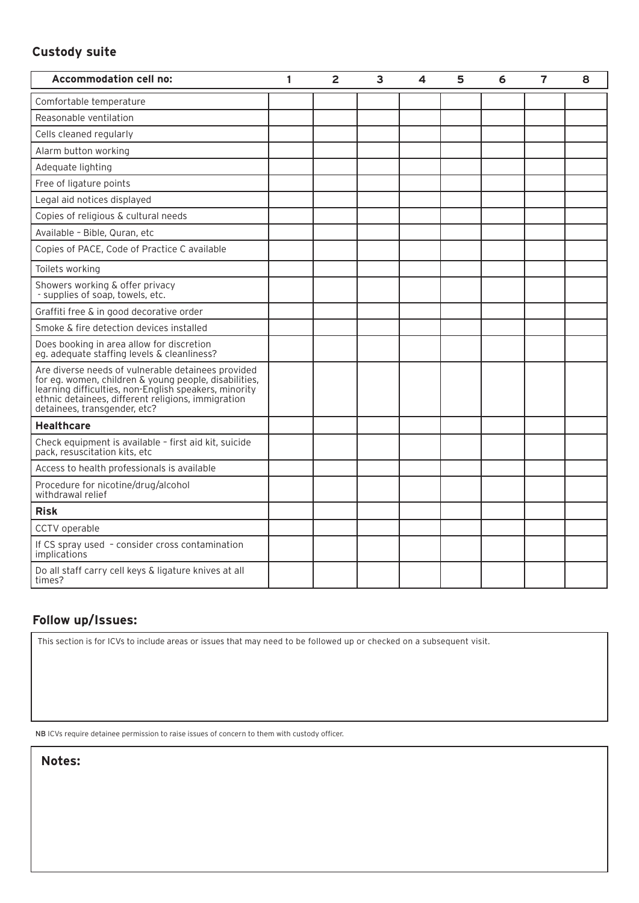## Custody suite

| Accommodation cell no: | 1 | 2 | 3 | 4 | 5 | 6 | 7 | 8 |
|---|---|---|---|---|---|---|---|---|
| Comfortable temperature | | | | | | | | |
| Reasonable ventilation | | | | | | | | |
| Cells cleaned regularly | | | | | | | | |
| Alarm button working | | | | | | | | |
| Adequate lighting | | | | | | | | |
| Free of ligature points | | | | | | | | |
| Legal aid notices displayed | | | | | | | | |
| Copies of religious & cultural needs | | | | | | | | |
| Available – Bible, Quran, etc | | | | | | | | |
| Copies of PACE, Code of Practice C available | | | | | | | | |
| Toilets working | | | | | | | | |
| Showers working & offer privacy - supplies of soap, towels, etc. | | | | | | | | |
| Graffiti free & in good decorative order | | | | | | | | |
| Smoke & fire detection devices installed | | | | | | | | |
| Does booking in area allow for discretion eg. adequate staffing levels & cleanliness? | | | | | | | | |
| Are diverse needs of vulnerable detainees provided for eg. women, children & young people, disabilities, learning difficulties, non-English speakers, minority ethnic detainees, different religions, immigration detainees, transgender, etc? | | | | | | | | |
| **Healthcare** | | | | | | | | |
| Check equipment is available – first aid kit, suicide pack, resuscitation kits, etc | | | | | | | | |
| Access to health professionals is available | | | | | | | | |
| Procedure for nicotine/drug/alcohol withdrawal relief | | | | | | | | |
| **Risk** | | | | | | | | |
| CCTV operable | | | | | | | | |
| If CS spray used – consider cross contamination implications | | | | | | | | |
| Do all staff carry cell keys & ligature knives at all times? | | | | | | | | |

## Follow up/Issues:

This section is for ICVs to include areas or issues that may need to be followed up or checked on a subsequent visit.

**NB** ICVs require detainee permission to raise issues of concern to them with custody officer.

## Notes: